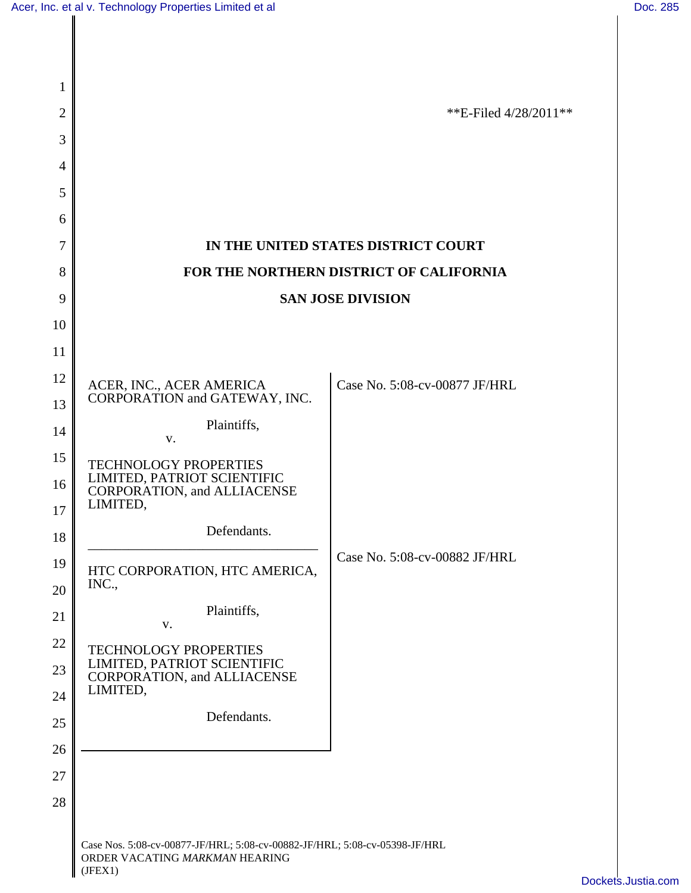**E-Filed 4/28/2011**

**IN THE UNITED STATES DISTRICT COURT**

**FOR THE NORTHERN DISTRICT OF CALIFORNIA**

**SAN JOSE DIVISION**

| | |
|---|---|
| ACER, INC., ACER AMERICA CORPORATION and GATEWAY, INC.<br><br>Plaintiffs,<br>v.<br><br>TECHNOLOGY PROPERTIES LIMITED, PATRIOT SCIENTIFIC CORPORATION, and ALLIACENSE LIMITED,<br><br>Defendants. | Case No. 5:08-cv-00877 JF/HRL |
| HTC CORPORATION, HTC AMERICA, INC.,<br><br>Plaintiffs,<br>v.<br><br>TECHNOLOGY PROPERTIES LIMITED, PATRIOT SCIENTIFIC CORPORATION, and ALLIACENSE LIMITED,<br><br>Defendants. | Case No. 5:08-cv-00882 JF/HRL |

Case Nos. 5:08-cv-00877-JF/HRL; 5:08-cv-00882-JF/HRL; 5:08-cv-05398-JF/HRL
ORDER VACATING *MARKMAN* HEARING
(JFEX1)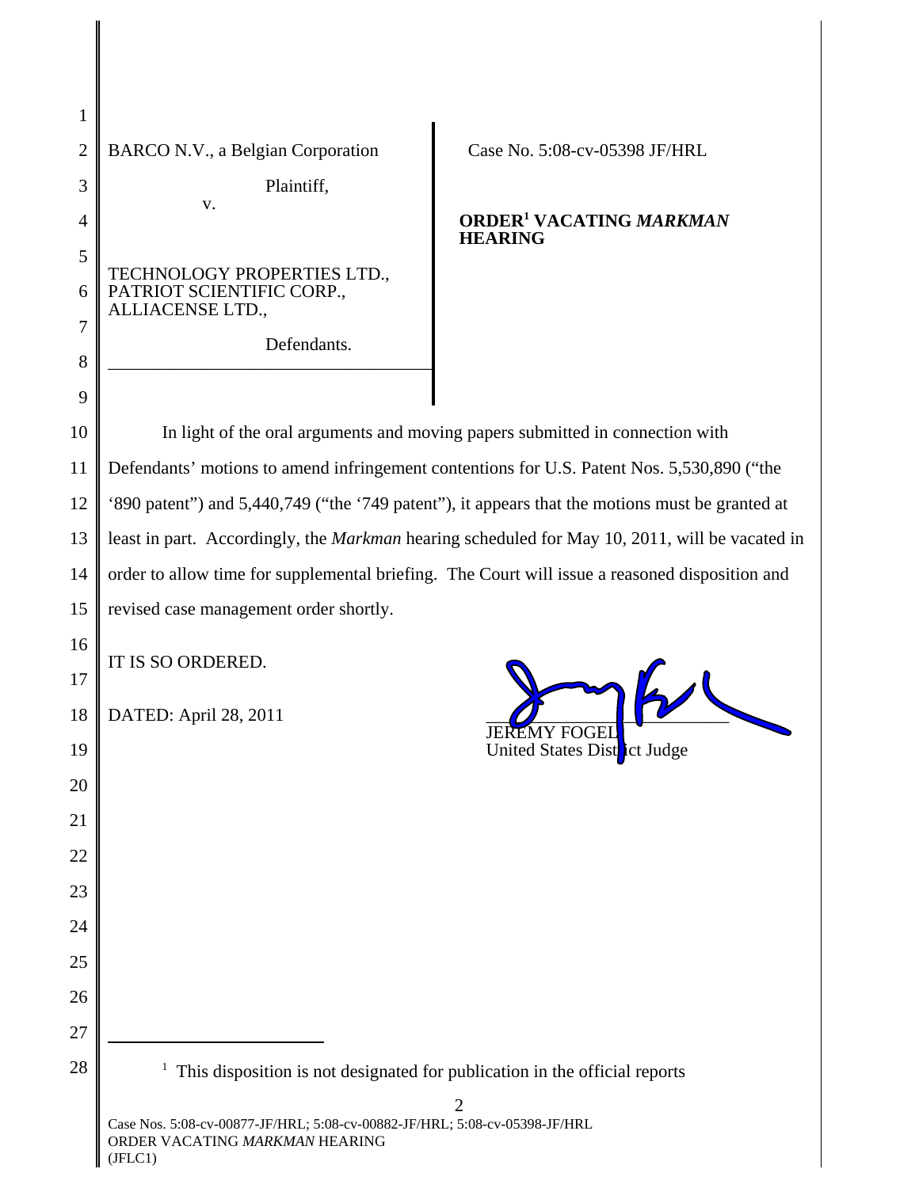BARCO N.V., a Belgian Corporation

Plaintiff,

v.

TECHNOLOGY PROPERTIES LTD., PATRIOT SCIENTIFIC CORP., ALLIACENSE LTD.,

Defendants.

Case No. 5:08-cv-05398 JF/HRL

**ORDER[1] VACATING *MARKMAN* HEARING**

In light of the oral arguments and moving papers submitted in connection with Defendants' motions to amend infringement contentions for U.S. Patent Nos. 5,530,890 ("the '890 patent") and 5,440,749 ("the '749 patent"), it appears that the motions must be granted at least in part. Accordingly, the *Markman* hearing scheduled for May 10, 2011, will be vacated in order to allow time for supplemental briefing. The Court will issue a reasoned disposition and revised case management order shortly.

IT IS SO ORDERED.

DATED: April 28, 2011

JEREMY FOGEL
United States District Judge

[1] This disposition is not designated for publication in the official reports